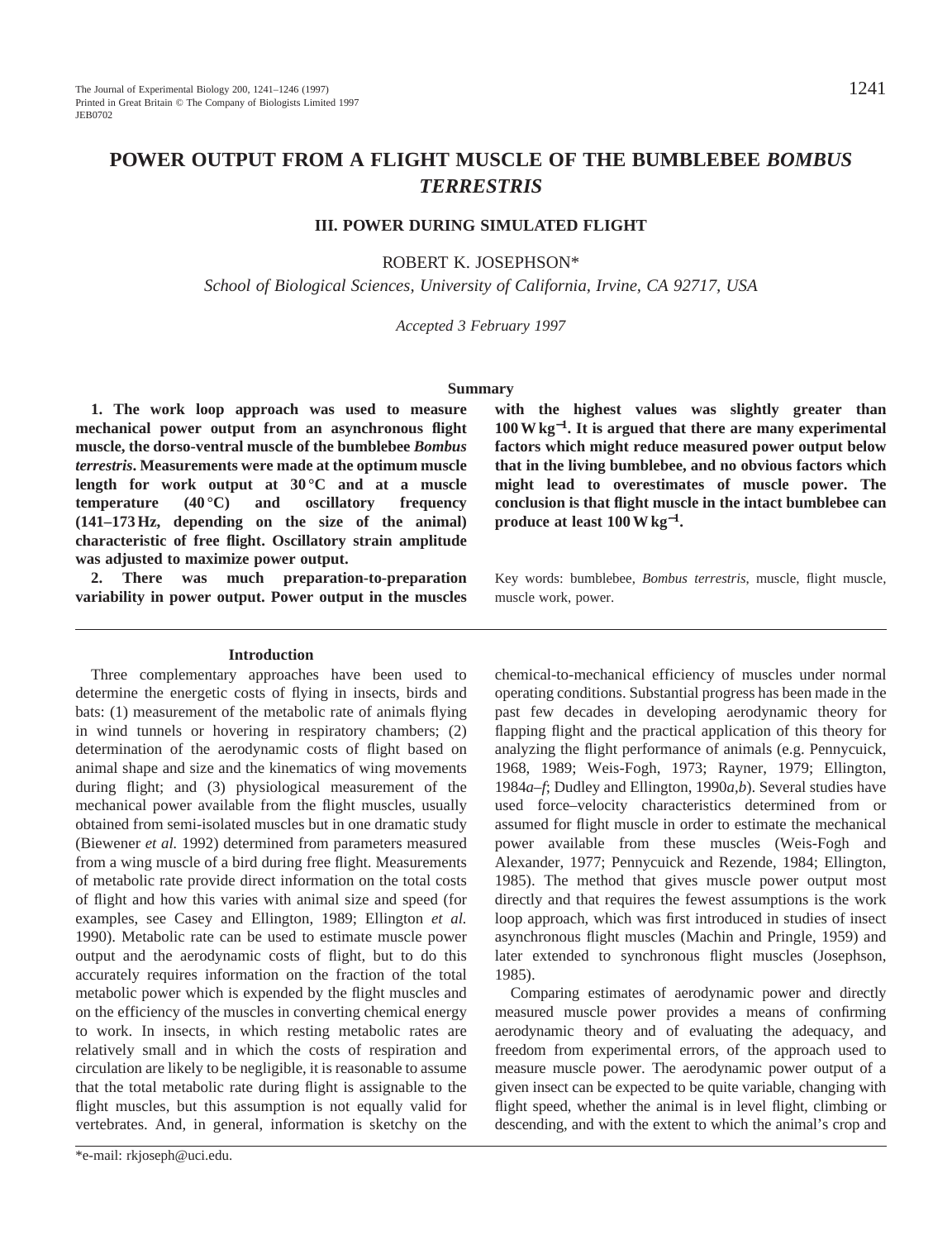# POWER OUTPUT FROM A FLIGHT MUSCLE OF THE BUMBLEBEE *BOMBUS TERRESTRIS*

## III. POWER DURING SIMULATED FLIGHT

ROBERT K. JOSEPHSON*

*School of Biological Sciences, University of California, Irvine, CA 92717, USA*

*Accepted 3 February 1997*

### Summary

**1. The work loop approach was used to measure mechanical power output from an asynchronous flight muscle, the dorso-ventral muscle of the bumblebee *Bombus terrestris*. Measurements were made at the optimum muscle length for work output at 30 °C and at a muscle temperature (40 °C) and oscillatory frequency (141–173 Hz, depending on the size of the animal) characteristic of free flight. Oscillatory strain amplitude was adjusted to maximize power output.**

**2. There was much preparation-to-preparation variability in power output. Power output in the muscles with the highest values was slightly greater than 100 W kg$^{-1}$. It is argued that there are many experimental factors which might reduce measured power output below that in the living bumblebee, and no obvious factors which might lead to overestimates of muscle power. The conclusion is that flight muscle in the intact bumblebee can produce at least 100 W kg$^{-1}$.**

Key words: bumblebee, *Bombus terrestris*, muscle, flight muscle, muscle work, power.

### Introduction

Three complementary approaches have been used to determine the energetic costs of flying in insects, birds and bats: (1) measurement of the metabolic rate of animals flying in wind tunnels or hovering in respiratory chambers; (2) determination of the aerodynamic costs of flight based on animal shape and size and the kinematics of wing movements during flight; and (3) physiological measurement of the mechanical power available from the flight muscles, usually obtained from semi-isolated muscles but in one dramatic study (Biewener *et al.* 1992) determined from parameters measured from a wing muscle of a bird during free flight. Measurements of metabolic rate provide direct information on the total costs of flight and how this varies with animal size and speed (for examples, see Casey and Ellington, 1989; Ellington *et al.* 1990). Metabolic rate can be used to estimate muscle power output and the aerodynamic costs of flight, but to do this accurately requires information on the fraction of the total metabolic power which is expended by the flight muscles and on the efficiency of the muscles in converting chemical energy to work. In insects, in which resting metabolic rates are relatively small and in which the costs of respiration and circulation are likely to be negligible, it is reasonable to assume that the total metabolic rate during flight is assignable to the flight muscles, but this assumption is not equally valid for vertebrates. And, in general, information is sketchy on the chemical-to-mechanical efficiency of muscles under normal operating conditions. Substantial progress has been made in the past few decades in developing aerodynamic theory for flapping flight and the practical application of this theory for analyzing the flight performance of animals (e.g. Pennycuick, 1968, 1989; Weis-Fogh, 1973; Rayner, 1979; Ellington, 1984*a*–*f*; Dudley and Ellington, 1990*a*,*b*). Several studies have used force–velocity characteristics determined from or assumed for flight muscle in order to estimate the mechanical power available from these muscles (Weis-Fogh and Alexander, 1977; Pennycuick and Rezende, 1984; Ellington, 1985). The method that gives muscle power output most directly and that requires the fewest assumptions is the work loop approach, which was first introduced in studies of insect asynchronous flight muscles (Machin and Pringle, 1959) and later extended to synchronous flight muscles (Josephson, 1985).

Comparing estimates of aerodynamic power and directly measured muscle power provides a means of confirming aerodynamic theory and of evaluating the adequacy, and freedom from experimental errors, of the approach used to measure muscle power. The aerodynamic power output of a given insect can be expected to be quite variable, changing with flight speed, whether the animal is in level flight, climbing or descending, and with the extent to which the animal's crop and

*e-mail: rkjoseph@uci.edu.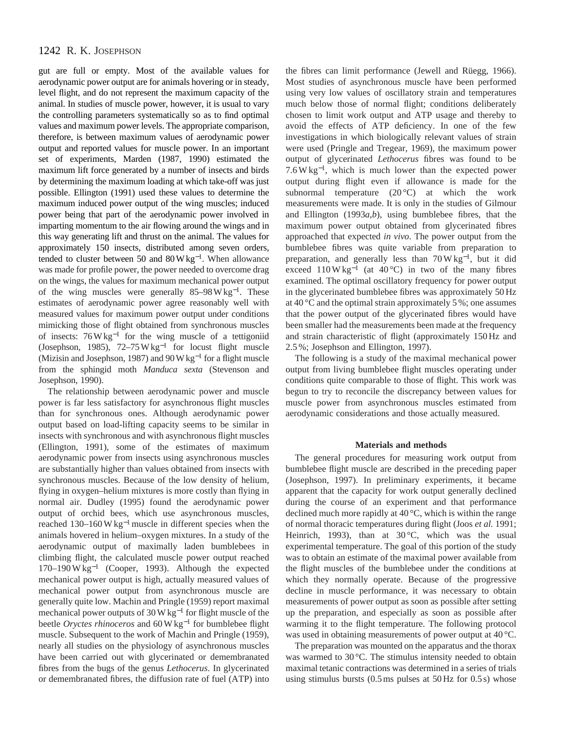gut are full or empty. Most of the available values for aerodynamic power output are for animals hovering or in steady, level flight, and do not represent the maximum capacity of the animal. In studies of muscle power, however, it is usual to vary the controlling parameters systematically so as to find optimal values and maximum power levels. The appropriate comparison, therefore, is between maximum values of aerodynamic power output and reported values for muscle power. In an important set of experiments, Marden (1987, 1990) estimated the maximum lift force generated by a number of insects and birds by determining the maximum loading at which take-off was just possible. Ellington (1991) used these values to determine the maximum induced power output of the wing muscles; induced power being that part of the aerodynamic power involved in imparting momentum to the air flowing around the wings and in this way generating lift and thrust on the animal. The values for approximately 150 insects, distributed among seven orders, tended to cluster between 50 and 80 W kg$^{-1}$. When allowance was made for profile power, the power needed to overcome drag on the wings, the values for maximum mechanical power output of the wing muscles were generally 85–98 W kg$^{-1}$. These estimates of aerodynamic power agree reasonably well with measured values for maximum power output under conditions mimicking those of flight obtained from synchronous muscles of insects: 76 W kg$^{-1}$ for the wing muscle of a tettigoniid (Josephson, 1985), 72–75 W kg$^{-1}$ for locust flight muscle (Mizisin and Josephson, 1987) and 90 W kg$^{-1}$ for a flight muscle from the sphingid moth *Manduca sexta* (Stevenson and Josephson, 1990).

The relationship between aerodynamic power and muscle power is far less satisfactory for asynchronous flight muscles than for synchronous ones. Although aerodynamic power output based on load-lifting capacity seems to be similar in insects with synchronous and with asynchronous flight muscles (Ellington, 1991), some of the estimates of maximum aerodynamic power from insects using asynchronous muscles are substantially higher than values obtained from insects with synchronous muscles. Because of the low density of helium, flying in oxygen–helium mixtures is more costly than flying in normal air. Dudley (1995) found the aerodynamic power output of orchid bees, which use asynchronous muscles, reached 130–160 W kg$^{-1}$ muscle in different species when the animals hovered in helium–oxygen mixtures. In a study of the aerodynamic output of maximally laden bumblebees in climbing flight, the calculated muscle power output reached 170–190 W kg$^{-1}$ (Cooper, 1993). Although the expected mechanical power output is high, actually measured values of mechanical power output from asynchronous muscle are generally quite low. Machin and Pringle (1959) report maximal mechanical power outputs of 30 W kg$^{-1}$ for flight muscle of the beetle *Oryctes rhinoceros* and 60 W kg$^{-1}$ for bumblebee flight muscle. Subsequent to the work of Machin and Pringle (1959), nearly all studies on the physiology of asynchronous muscles have been carried out with glycerinated or demembranated fibres from the bugs of the genus *Lethocerus*. In glycerinated or demembranated fibres, the diffusion rate of fuel (ATP) into the fibres can limit performance (Jewell and Rüegg, 1966). Most studies of asynchronous muscle have been performed using very low values of oscillatory strain and temperatures much below those of normal flight; conditions deliberately chosen to limit work output and ATP usage and thereby to avoid the effects of ATP deficiency. In one of the few investigations in which biologically relevant values of strain were used (Pringle and Tregear, 1969), the maximum power output of glycerinated *Lethocerus* fibres was found to be 7.6 W kg$^{-1}$, which is much lower than the expected power output during flight even if allowance is made for the subnormal temperature (20 °C) at which the work measurements were made. It is only in the studies of Gilmour and Ellington (1993*a*,*b*), using bumblebee fibres, that the maximum power output obtained from glycerinated fibres approached that expected *in vivo*. The power output from the bumblebee fibres was quite variable from preparation to preparation, and generally less than 70 W kg$^{-1}$, but it did exceed 110 W kg$^{-1}$ (at 40 °C) in two of the many fibres examined. The optimal oscillatory frequency for power output in the glycerinated bumblebee fibres was approximately 50 Hz at 40 °C and the optimal strain approximately 5 %; one assumes that the power output of the glycerinated fibres would have been smaller had the measurements been made at the frequency and strain characteristic of flight (approximately 150 Hz and 2.5 %; Josephson and Ellington, 1997).

The following is a study of the maximal mechanical power output from living bumblebee flight muscles operating under conditions quite comparable to those of flight. This work was begun to try to reconcile the discrepancy between values for muscle power from asynchronous muscles estimated from aerodynamic considerations and those actually measured.

## Materials and methods

The general procedures for measuring work output from bumblebee flight muscle are described in the preceding paper (Josephson, 1997). In preliminary experiments, it became apparent that the capacity for work output generally declined during the course of an experiment and that performance declined much more rapidly at 40 °C, which is within the range of normal thoracic temperatures during flight (Joos *et al.* 1991; Heinrich, 1993), than at 30 °C, which was the usual experimental temperature. The goal of this portion of the study was to obtain an estimate of the maximal power available from the flight muscles of the bumblebee under the conditions at which they normally operate. Because of the progressive decline in muscle performance, it was necessary to obtain measurements of power output as soon as possible after setting up the preparation, and especially as soon as possible after warming it to the flight temperature. The following protocol was used in obtaining measurements of power output at 40 °C.

The preparation was mounted on the apparatus and the thorax was warmed to 30 °C. The stimulus intensity needed to obtain maximal tetanic contractions was determined in a series of trials using stimulus bursts (0.5 ms pulses at 50 Hz for 0.5 s) whose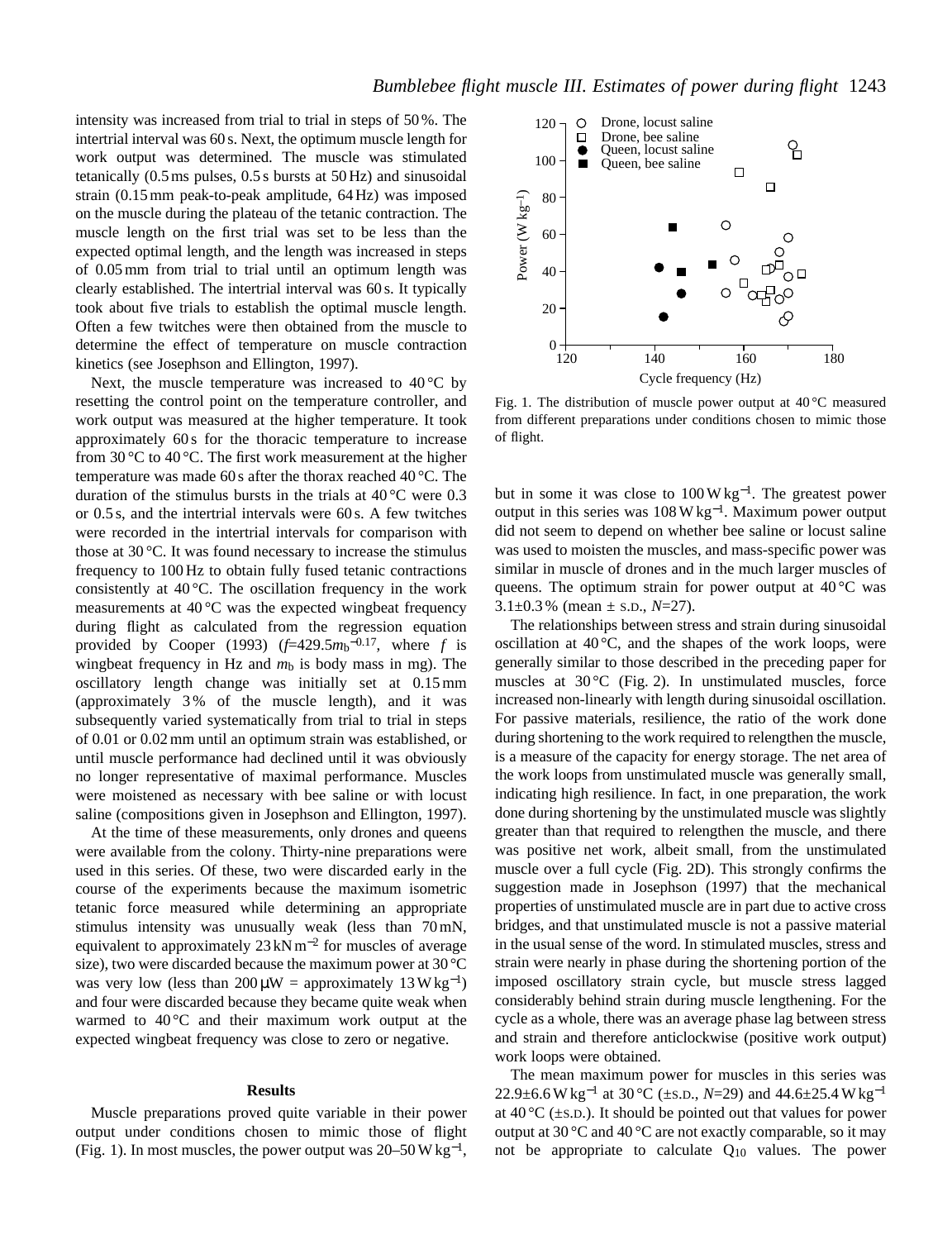intensity was increased from trial to trial in steps of 50 %. The intertrial interval was 60 s. Next, the optimum muscle length for work output was determined. The muscle was stimulated tetanically (0.5 ms pulses, 0.5 s bursts at 50 Hz) and sinusoidal strain (0.15 mm peak-to-peak amplitude, 64 Hz) was imposed on the muscle during the plateau of the tetanic contraction. The muscle length on the first trial was set to be less than the expected optimal length, and the length was increased in steps of 0.05 mm from trial to trial until an optimum length was clearly established. The intertrial interval was 60 s. It typically took about five trials to establish the optimal muscle length. Often a few twitches were then obtained from the muscle to determine the effect of temperature on muscle contraction kinetics (see Josephson and Ellington, 1997).

Next, the muscle temperature was increased to 40 °C by resetting the control point on the temperature controller, and work output was measured at the higher temperature. It took approximately 60 s for the thoracic temperature to increase from 30 °C to 40 °C. The first work measurement at the higher temperature was made 60 s after the thorax reached 40 °C. The duration of the stimulus bursts in the trials at 40 °C were 0.3 or 0.5 s, and the intertrial intervals were 60 s. A few twitches were recorded in the intertrial intervals for comparison with those at 30 °C. It was found necessary to increase the stimulus frequency to 100 Hz to obtain fully fused tetanic contractions consistently at 40 °C. The oscillation frequency in the work measurements at 40 °C was the expected wingbeat frequency during flight as calculated from the regression equation provided by Cooper (1993) ($f$=429.5$m_b^{-0.17}$, where $f$ is wingbeat frequency in Hz and $m_b$ is body mass in mg). The oscillatory length change was initially set at 0.15 mm (approximately 3 % of the muscle length), and it was subsequently varied systematically from trial to trial in steps of 0.01 or 0.02 mm until an optimum strain was established, or until muscle performance had declined until it was obviously no longer representative of maximal performance. Muscles were moistened as necessary with bee saline or with locust saline (compositions given in Josephson and Ellington, 1997).

At the time of these measurements, only drones and queens were available from the colony. Thirty-nine preparations were used in this series. Of these, two were discarded early in the course of the experiments because the maximum isometric tetanic force measured while determining an appropriate stimulus intensity was unusually weak (less than 70 mN, equivalent to approximately 23 kN m$^{-2}$ for muscles of average size), two were discarded because the maximum power at 30 °C was very low (less than 200 μW = approximately 13 W kg$^{-1}$) and four were discarded because they became quite weak when warmed to 40 °C and their maximum work output at the expected wingbeat frequency was close to zero or negative.

## Results

Muscle preparations proved quite variable in their power output under conditions chosen to mimic those of flight (Fig. 1). In most muscles, the power output was 20–50 W kg$^{-1}$, but in some it was close to 100 W kg$^{-1}$. The greatest power output in this series was 108 W kg$^{-1}$. Maximum power output did not seem to depend on whether bee saline or locust saline was used to moisten the muscles, and mass-specific power was similar in muscle of drones and in the much larger muscles of queens. The optimum strain for power output at 40 °C was 3.1±0.3 % (mean ± S.D., $N$=27).

Fig. 1. The distribution of muscle power output at 40 °C measured from different preparations under conditions chosen to mimic those of flight.

The relationships between stress and strain during sinusoidal oscillation at 40 °C, and the shapes of the work loops, were generally similar to those described in the preceding paper for muscles at 30 °C (Fig. 2). In unstimulated muscles, force increased non-linearly with length during sinusoidal oscillation. For passive materials, resilience, the ratio of the work done during shortening to the work required to relengthen the muscle, is a measure of the capacity for energy storage. The net area of the work loops from unstimulated muscle was generally small, indicating high resilience. In fact, in one preparation, the work done during shortening by the unstimulated muscle was slightly greater than that required to relengthen the muscle, and there was positive net work, albeit small, from the unstimulated muscle over a full cycle (Fig. 2D). This strongly confirms the suggestion made in Josephson (1997) that the mechanical properties of unstimulated muscle are in part due to active cross bridges, and that unstimulated muscle is not a passive material in the usual sense of the word. In stimulated muscles, stress and strain were nearly in phase during the shortening portion of the imposed oscillatory strain cycle, but muscle stress lagged considerably behind strain during muscle lengthening. For the cycle as a whole, there was an average phase lag between stress and strain and therefore anticlockwise (positive work output) work loops were obtained.

The mean maximum power for muscles in this series was 22.9±6.6 W kg$^{-1}$ at 30 °C (±S.D., $N$=29) and 44.6±25.4 W kg$^{-1}$ at 40 °C (±S.D.). It should be pointed out that values for power output at 30 °C and 40 °C are not exactly comparable, so it may not be appropriate to calculate $Q_{10}$ values. The power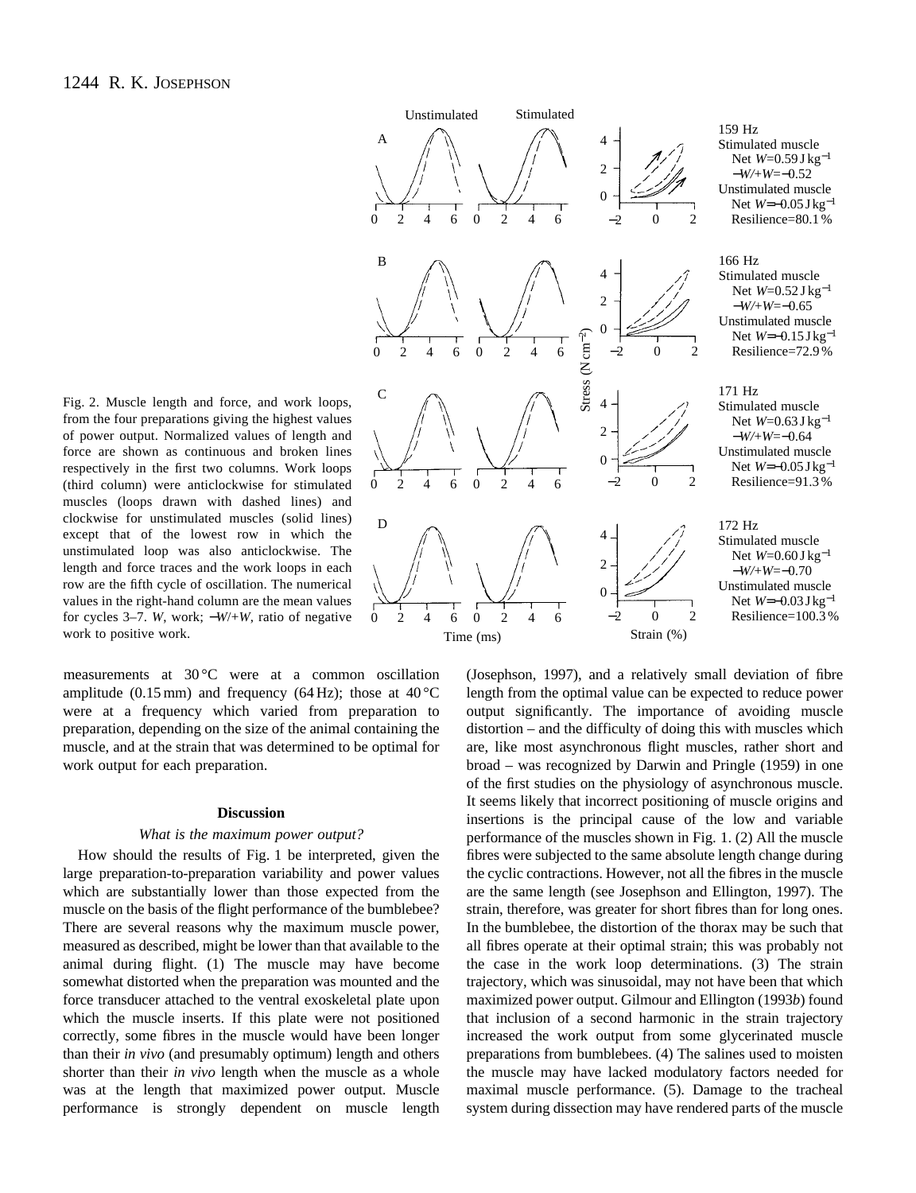Fig. 2. Muscle length and force, and work loops, from the four preparations giving the highest values of power output. Normalized values of length and force are shown as continuous and broken lines respectively in the first two columns. Work loops (third column) were anticlockwise for stimulated muscles (loops drawn with dashed lines) and clockwise for unstimulated muscles (solid lines) except that of the lowest row in which the unstimulated loop was also anticlockwise. The length and force traces and the work loops in each row are the fifth cycle of oscillation. The numerical values in the right-hand column are the mean values for cycles 3–7. *W*, work; $-W/+W$, ratio of negative work to positive work.

measurements at 30 °C were at a common oscillation amplitude (0.15 mm) and frequency (64 Hz); those at 40 °C were at a frequency which varied from preparation to preparation, depending on the size of the animal containing the muscle, and at the strain that was determined to be optimal for work output for each preparation.

## Discussion

### *What is the maximum power output?*

How should the results of Fig. 1 be interpreted, given the large preparation-to-preparation variability and power values which are substantially lower than those expected from the muscle on the basis of the flight performance of the bumblebee? There are several reasons why the maximum muscle power, measured as described, might be lower than that available to the animal during flight. (1) The muscle may have become somewhat distorted when the preparation was mounted and the force transducer attached to the ventral exoskeletal plate upon which the muscle inserts. If this plate were not positioned correctly, some fibres in the muscle would have been longer than their *in vivo* (and presumably optimum) length and others shorter than their *in vivo* length when the muscle as a whole was at the length that maximized power output. Muscle performance is strongly dependent on muscle length (Josephson, 1997), and a relatively small deviation of fibre length from the optimal value can be expected to reduce power output significantly. The importance of avoiding muscle distortion – and the difficulty of doing this with muscles which are, like most asynchronous flight muscles, rather short and broad – was recognized by Darwin and Pringle (1959) in one of the first studies on the physiology of asynchronous muscle. It seems likely that incorrect positioning of muscle origins and insertions is the principal cause of the low and variable performance of the muscles shown in Fig. 1. (2) All the muscle fibres were subjected to the same absolute length change during the cyclic contractions. However, not all the fibres in the muscle are the same length (see Josephson and Ellington, 1997). The strain, therefore, was greater for short fibres than for long ones. In the bumblebee, the distortion of the thorax may be such that all fibres operate at their optimal strain; this was probably not the case in the work loop determinations. (3) The strain trajectory, which was sinusoidal, may not have been that which maximized power output. Gilmour and Ellington (1993*b*) found that inclusion of a second harmonic in the strain trajectory increased the work output from some glycerinated muscle preparations from bumblebees. (4) The salines used to moisten the muscle may have lacked modulatory factors needed for maximal muscle performance. (5). Damage to the tracheal system during dissection may have rendered parts of the muscle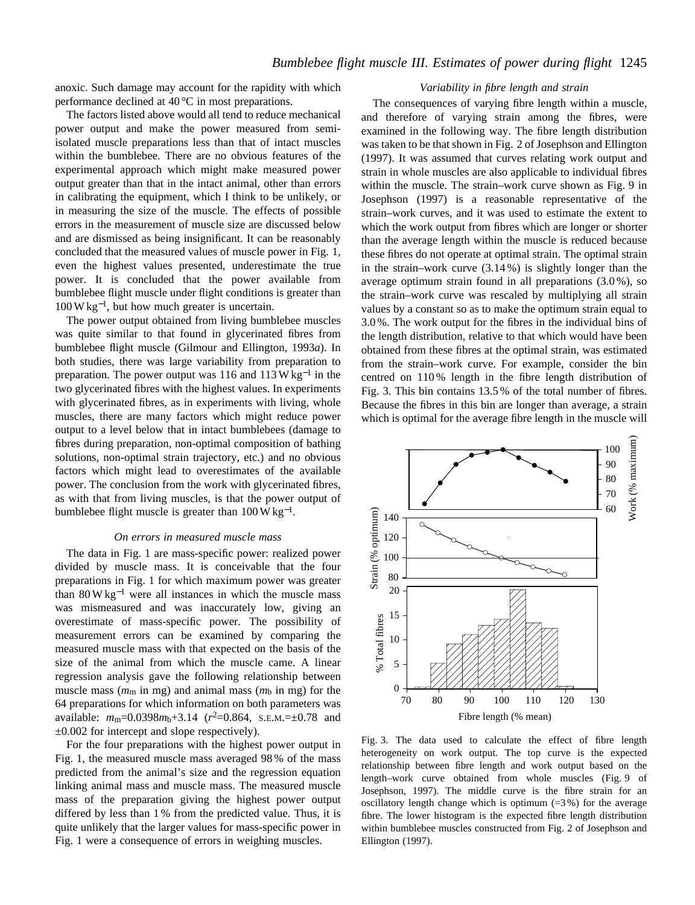anoxic. Such damage may account for the rapidity with which performance declined at 40 °C in most preparations.

The factors listed above would all tend to reduce mechanical power output and make the power measured from semi-isolated muscle preparations less than that of intact muscles within the bumblebee. There are no obvious features of the experimental approach which might make measured power output greater than that in the intact animal, other than errors in calibrating the equipment, which I think to be unlikely, or in measuring the size of the muscle. The effects of possible errors in the measurement of muscle size are discussed below and are dismissed as being insignificant. It can be reasonably concluded that the measured values of muscle power in Fig. 1, even the highest values presented, underestimate the true power. It is concluded that the power available from bumblebee flight muscle under flight conditions is greater than 100 W kg$^{-1}$, but how much greater is uncertain.

The power output obtained from living bumblebee muscles was quite similar to that found in glycerinated fibres from bumblebee flight muscle (Gilmour and Ellington, 1993*a*). In both studies, there was large variability from preparation to preparation. The power output was 116 and 113 W kg$^{-1}$ in the two glycerinated fibres with the highest values. In experiments with glycerinated fibres, as in experiments with living, whole muscles, there are many factors which might reduce power output to a level below that in intact bumblebees (damage to fibres during preparation, non-optimal composition of bathing solutions, non-optimal strain trajectory, etc.) and no obvious factors which might lead to overestimates of the available power. The conclusion from the work with glycerinated fibres, as with that from living muscles, is that the power output of bumblebee flight muscle is greater than 100 W kg$^{-1}$.

### *On errors in measured muscle mass*

The data in Fig. 1 are mass-specific power: realized power divided by muscle mass. It is conceivable that the four preparations in Fig. 1 for which maximum power was greater than 80 W kg$^{-1}$ were all instances in which the muscle mass was mismeasured and was inaccurately low, giving an overestimate of mass-specific power. The possibility of measurement errors can be examined by comparing the measured muscle mass with that expected on the basis of the size of the animal from which the muscle came. A linear regression analysis gave the following relationship between muscle mass ($m_m$ in mg) and animal mass ($m_b$ in mg) for the 64 preparations for which information on both parameters was available: $m_m$=0.0398$m_b$+3.14 ($r^2$=0.864, S.E.M.=±0.78 and ±0.002 for intercept and slope respectively).

For the four preparations with the highest power output in Fig. 1, the measured muscle mass averaged 98 % of the mass predicted from the animal's size and the regression equation linking animal mass and muscle mass. The measured muscle mass of the preparation giving the highest power output differed by less than 1 % from the predicted value. Thus, it is quite unlikely that the larger values for mass-specific power in Fig. 1 were a consequence of errors in weighing muscles.

### *Variability in fibre length and strain*

The consequences of varying fibre length within a muscle, and therefore of varying strain among the fibres, were examined in the following way. The fibre length distribution was taken to be that shown in Fig. 2 of Josephson and Ellington (1997). It was assumed that curves relating work output and strain in whole muscles are also applicable to individual fibres within the muscle. The strain–work curve shown as Fig. 9 in Josephson (1997) is a reasonable representative of the strain–work curves, and it was used to estimate the extent to which the work output from fibres which are longer or shorter than the average length within the muscle is reduced because these fibres do not operate at optimal strain. The optimal strain in the strain–work curve (3.14 %) is slightly longer than the average optimum strain found in all preparations (3.0 %), so the strain–work curve was rescaled by multiplying all strain values by a constant so as to make the optimum strain equal to 3.0 %. The work output for the fibres in the individual bins of the length distribution, relative to that which would have been obtained from these fibres at the optimal strain, was estimated from the strain–work curve. For example, consider the bin centred on 110 % length in the fibre length distribution of Fig. 3. This bin contains 13.5 % of the total number of fibres. Because the fibres in this bin are longer than average, a strain which is optimal for the average fibre length in the muscle will

Fig. 3. The data used to calculate the effect of fibre length heterogeneity on work output. The top curve is the expected relationship between fibre length and work output based on the length–work curve obtained from whole muscles (Fig. 9 of Josephson, 1997). The middle curve is the fibre strain for an oscillatory length change which is optimum (=3 %) for the average fibre. The lower histogram is the expected fibre length distribution within bumblebee muscles constructed from Fig. 2 of Josephson and Ellington (1997).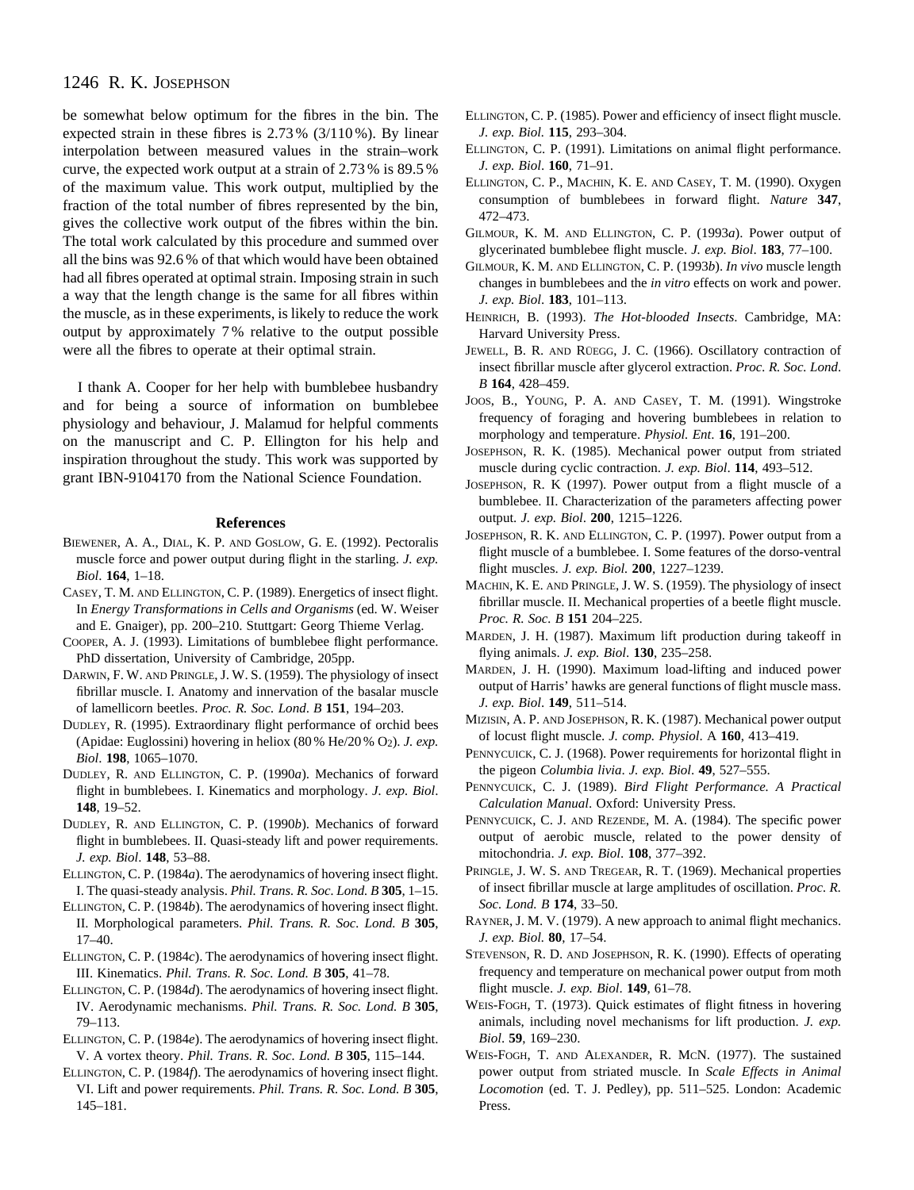be somewhat below optimum for the fibres in the bin. The expected strain in these fibres is 2.73 % (3/110 %). By linear interpolation between measured values in the strain–work curve, the expected work output at a strain of 2.73 % is 89.5 % of the maximum value. This work output, multiplied by the fraction of the total number of fibres represented by the bin, gives the collective work output of the fibres within the bin. The total work calculated by this procedure and summed over all the bins was 92.6 % of that which would have been obtained had all fibres operated at optimal strain. Imposing strain in such a way that the length change is the same for all fibres within the muscle, as in these experiments, is likely to reduce the work output by approximately 7 % relative to the output possible were all the fibres to operate at their optimal strain.

I thank A. Cooper for her help with bumblebee husbandry and for being a source of information on bumblebee physiology and behaviour, J. Malamud for helpful comments on the manuscript and C. P. Ellington for his help and inspiration throughout the study. This work was supported by grant IBN-9104170 from the National Science Foundation.

## References

Biewener, A. A., Dial, K. P. and Goslow, G. E. (1992). Pectoralis muscle force and power output during flight in the starling. *J. exp. Biol*. **164**, 1–18.

Casey, T. M. and Ellington, C. P. (1989). Energetics of insect flight. In *Energy Transformations in Cells and Organisms* (ed. W. Weiser and E. Gnaiger), pp. 200–210. Stuttgart: Georg Thieme Verlag.

Cooper, A. J. (1993). Limitations of bumblebee flight performance. PhD dissertation, University of Cambridge, 205pp.

Darwin, F. W. and Pringle, J. W. S. (1959). The physiology of insect fibrillar muscle. I. Anatomy and innervation of the basalar muscle of lamellicorn beetles. *Proc. R. Soc. Lond*. *B* **151**, 194–203.

Dudley, R. (1995). Extraordinary flight performance of orchid bees (Apidae: Euglossini) hovering in heliox (80 % He/20 % $O_2$). *J. exp. Biol*. **198**, 1065–1070.

Dudley, R. and Ellington, C. P. (1990*a*). Mechanics of forward flight in bumblebees. I. Kinematics and morphology. *J. exp. Biol*. **148**, 19–52.

Dudley, R. and Ellington, C. P. (1990*b*). Mechanics of forward flight in bumblebees. II. Quasi-steady lift and power requirements. *J. exp. Biol*. **148**, 53–88.

Ellington, C. P. (1984*a*). The aerodynamics of hovering insect flight. I. The quasi-steady analysis. *Phil. Trans. R. Soc. Lond. B* **305**, 1–15.

Ellington, C. P. (1984*b*). The aerodynamics of hovering insect flight. II. Morphological parameters. *Phil. Trans. R. Soc. Lond. B* **305**, 17–40.

Ellington, C. P. (1984*c*). The aerodynamics of hovering insect flight. III. Kinematics. *Phil. Trans. R. Soc. Lond. B* **305**, 41–78.

Ellington, C. P. (1984*d*). The aerodynamics of hovering insect flight. IV. Aerodynamic mechanisms. *Phil. Trans. R. Soc. Lond. B* **305**, 79–113.

Ellington, C. P. (1984*e*). The aerodynamics of hovering insect flight. V. A vortex theory. *Phil. Trans. R. Soc. Lond. B* **305**, 115–144.

Ellington, C. P. (1984*f*). The aerodynamics of hovering insect flight. VI. Lift and power requirements. *Phil. Trans. R. Soc. Lond. B* **305**, 145–181.

Ellington, C. P. (1985). Power and efficiency of insect flight muscle. *J. exp. Biol.* **115**, 293–304.

Ellington, C. P. (1991). Limitations on animal flight performance. *J. exp. Biol*. **160**, 71–91.

Ellington, C. P., Machin, K. E. and Casey, T. M. (1990). Oxygen consumption of bumblebees in forward flight. *Nature* **347**, 472–473.

Gilmour, K. M. and Ellington, C. P. (1993*a*). Power output of glycerinated bumblebee flight muscle. *J. exp. Biol*. **183**, 77–100.

Gilmour, K. M. and Ellington, C. P. (1993*b*). *In vivo* muscle length changes in bumblebees and the *in vitro* effects on work and power. *J. exp. Biol*. **183**, 101–113.

Heinrich, B. (1993). *The Hot-blooded Insects*. Cambridge, MA: Harvard University Press.

Jewell, B. R. and Rüegg, J. C. (1966). Oscillatory contraction of insect fibrillar muscle after glycerol extraction. *Proc. R. Soc. Lond*. *B* **164**, 428–459.

Joos, B., Young, P. A. and Casey, T. M. (1991). Wingstroke frequency of foraging and hovering bumblebees in relation to morphology and temperature. *Physiol. Ent*. **16**, 191–200.

Josephson, R. K. (1985). Mechanical power output from striated muscle during cyclic contraction. *J. exp. Biol*. **114**, 493–512.

Josephson, R. K (1997). Power output from a flight muscle of a bumblebee. II. Characterization of the parameters affecting power output. *J. exp. Biol*. **200**, 1215–1226.

Josephson, R. K. and Ellington, C. P. (1997). Power output from a flight muscle of a bumblebee. I. Some features of the dorso-ventral flight muscles. *J. exp. Biol.* **200**, 1227–1239.

Machin, K. E. and Pringle, J. W. S. (1959). The physiology of insect fibrillar muscle. II. Mechanical properties of a beetle flight muscle. *Proc. R. Soc. B* **151** 204–225.

Marden, J. H. (1987). Maximum lift production during takeoff in flying animals. *J. exp. Biol*. **130**, 235–258.

Marden, J. H. (1990). Maximum load-lifting and induced power output of Harris' hawks are general functions of flight muscle mass. *J. exp. Biol*. **149**, 511–514.

Mizisin, A. P. and Josephson, R. K. (1987). Mechanical power output of locust flight muscle. *J. comp. Physiol*. A **160**, 413–419.

Pennycuick, C. J. (1968). Power requirements for horizontal flight in the pigeon *Columbia livia*. *J. exp. Biol*. **49**, 527–555.

Pennycuick, C. J. (1989). *Bird Flight Performance. A Practical Calculation Manual*. Oxford: University Press.

Pennycuick, C. J. and Rezende, M. A. (1984). The specific power output of aerobic muscle, related to the power density of mitochondria. *J. exp. Biol*. **108**, 377–392.

Pringle, J. W. S. and Tregear, R. T. (1969). Mechanical properties of insect fibrillar muscle at large amplitudes of oscillation. *Proc. R. Soc. Lond. B* **174**, 33–50.

Rayner, J. M. V. (1979). A new approach to animal flight mechanics. *J. exp. Biol.* **80**, 17–54.

Stevenson, R. D. and Josephson, R. K. (1990). Effects of operating frequency and temperature on mechanical power output from moth flight muscle. *J. exp. Biol*. **149**, 61–78.

Weis-Fogh, T. (1973). Quick estimates of flight fitness in hovering animals, including novel mechanisms for lift production. *J. exp. Biol*. **59**, 169–230.

Weis-Fogh, T. and Alexander, R. McN. (1977). The sustained power output from striated muscle. In *Scale Effects in Animal Locomotion* (ed. T. J. Pedley), pp. 511–525. London: Academic Press.